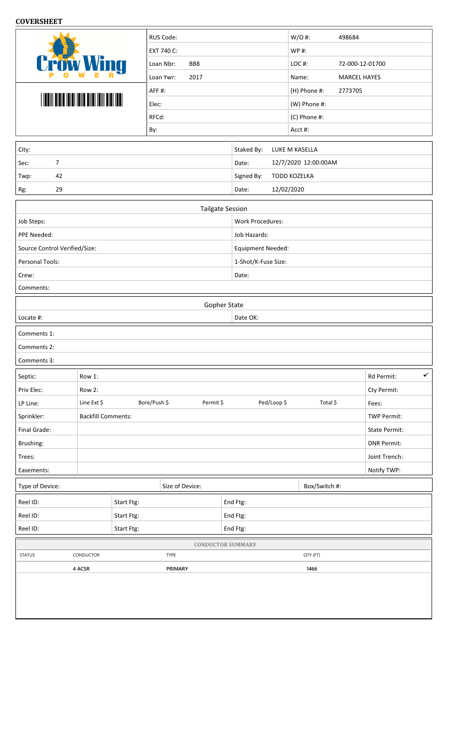## COVERSHEET

**Crow Wing POWER**

| | | | |
|---|---|---|---|
| RUS Code: | | W/O #: | 498684 |
| EXT 740 C: | | WP #: | |
| Loan Nbr: | BB8 | LOC #: | 72-000-12-01700 |
| Loan Ywr: | 2017 | Name: | MARCEL HAYES |
| AFF #: | | (H) Phone #: | 2773705 |
| Elec: | | (W) Phone #: | |
| RFCd: | | (C) Phone #: | |
| By: | | Acct #: | |

| | | | |
|---|---|---|---|
| City: | | Staked By: | LUKE M KASELLA |
| Sec: | 7 | Date: | 12/7/2020 12:00:00AM |
| Twp: | 42 | Signed By: | TODD KOZELKA |
| Rg: | 29 | Date: | 12/02/2020 |

### Tailgate Session

| | |
|---|---|
| Job Steps: | Work Procedures: |
| PPE Needed: | Job Hazards: |
| Source Control Verified/Size: | Equipment Needed: |
| Personal Tools: | 1-Shot/K-Fuse Size: |
| Crew: | Date: |
| Comments: | |

### Gopher State

| | |
|---|---|
| Locate #: | Date OK: |
| Comments 1: | |
| Comments 2: | |
| Comments 3: | |

| | | | | | | | |
|---|---|---|---|---|---|---|---|
| Septic: | Row 1: | | | | | | Rd Permit: ✔ |
| Priv Elec: | Row 2: | | | | | | Cty Permit: |
| LP Line: | Line Ext $ | Bore/Push $ | Permit $ | Ped/Loop $ | Total $ | | Fees: |
| Sprinkler: | Backfill Comments: | | | | | | TWP Permit: |
| Final Grade: | | | | | | | State Permit: |
| Brushing: | | | | | | | DNR Permit: |
| Trees: | | | | | | | Joint Trench: |
| Easements: | | | | | | | Notify TWP: |

| | | |
|---|---|---|
| Type of Device: | Size of Device: | Box/Switch #: |

| | | |
|---|---|---|
| Reel ID: | Start Ftg: | End Ftg: |
| Reel ID: | Start Ftg: | End Ftg: |
| Reel ID: | Start Ftg: | End Ftg: |

### CONDUCTOR SUMMARY

| STATUS | CONDUCTOR | TYPE | QTY (FT) |
|---|---|---|---|
| | 4 ACSR | PRIMARY | 1466 |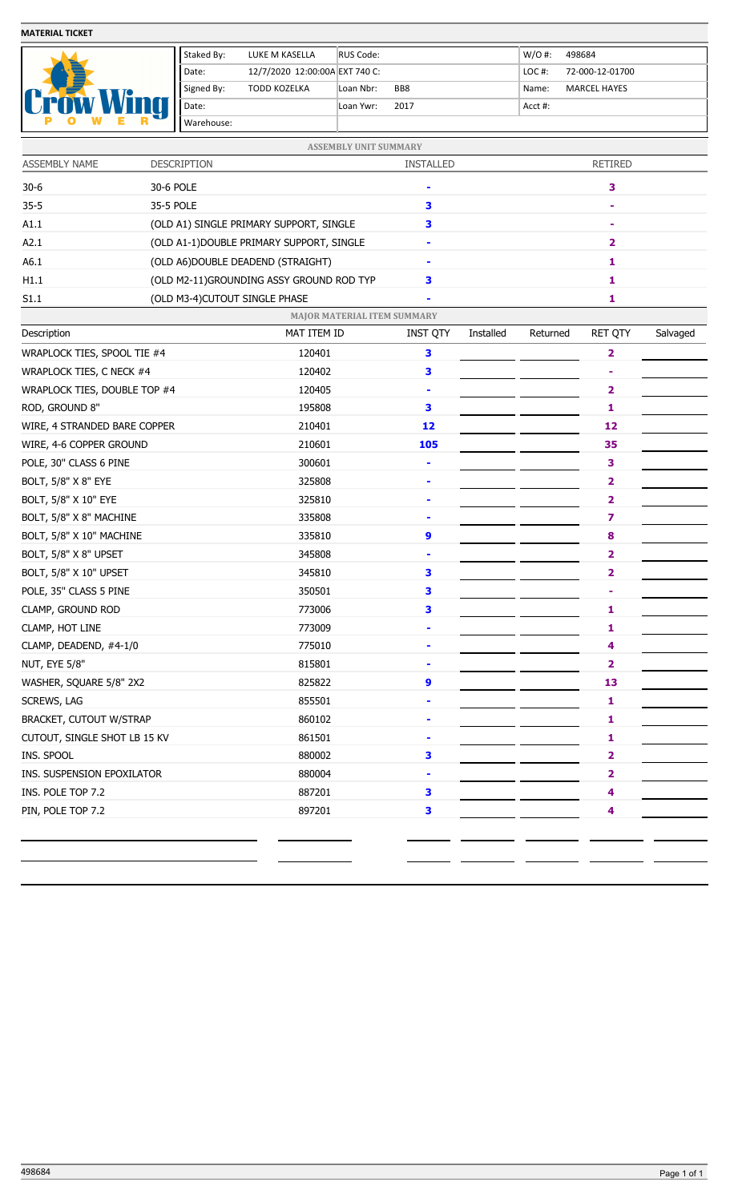**MATERIAL TICKET**

**Crow Wing POWER**

| Staked By: | LUKE M KASELLA | RUS Code: | | W/O #: | 498684 |
|---|---|---|---|---|---|
| Date: | 12/7/2020 12:00:00A | EXT 740 C: | | LOC #: | 72-000-12-01700 |
| Signed By: | TODD KOZELKA | Loan Nbr: | BB8 | Name: | MARCEL HAYES |
| Date: | | Loan Ywr: | 2017 | Acct #: | |
| Warehouse: | | | | | |

**ASSEMBLY UNIT SUMMARY**

| ASSEMBLY NAME | DESCRIPTION | INSTALLED | RETIRED |
|---|---|---|---|
| 30-6 | 30-6 POLE | - | 3 |
| 35-5 | 35-5 POLE | 3 | - |
| A1.1 | (OLD A1) SINGLE PRIMARY SUPPORT, SINGLE | 3 | - |
| A2.1 | (OLD A1-1)DOUBLE PRIMARY SUPPORT, SINGLE | - | 2 |
| A6.1 | (OLD A6)DOUBLE DEADEND (STRAIGHT) | - | 1 |
| H1.1 | (OLD M2-11)GROUNDING ASSY GROUND ROD TYP | 3 | 1 |
| S1.1 | (OLD M3-4)CUTOUT SINGLE PHASE | - | 1 |

**MAJOR MATERIAL ITEM SUMMARY**

| Description | MAT ITEM ID | INST QTY | Installed | Returned | RET QTY | Salvaged |
|---|---|---|---|---|---|---|
| WRAPLOCK TIES, SPOOL TIE #4 | 120401 | 3 | | | 2 | |
| WRAPLOCK TIES, C NECK #4 | 120402 | 3 | | | - | |
| WRAPLOCK TIES, DOUBLE TOP #4 | 120405 | - | | | 2 | |
| ROD, GROUND 8" | 195808 | 3 | | | 1 | |
| WIRE, 4 STRANDED BARE COPPER | 210401 | 12 | | | 12 | |
| WIRE, 4-6 COPPER GROUND | 210601 | 105 | | | 35 | |
| POLE, 30" CLASS 6 PINE | 300601 | - | | | 3 | |
| BOLT, 5/8" X 8" EYE | 325808 | - | | | 2 | |
| BOLT, 5/8" X 10" EYE | 325810 | - | | | 2 | |
| BOLT, 5/8" X 8" MACHINE | 335808 | - | | | 7 | |
| BOLT, 5/8" X 10" MACHINE | 335810 | 9 | | | 8 | |
| BOLT, 5/8" X 8" UPSET | 345808 | - | | | 2 | |
| BOLT, 5/8" X 10" UPSET | 345810 | 3 | | | 2 | |
| POLE, 35" CLASS 5 PINE | 350501 | 3 | | | - | |
| CLAMP, GROUND ROD | 773006 | 3 | | | 1 | |
| CLAMP, HOT LINE | 773009 | - | | | 1 | |
| CLAMP, DEADEND, #4-1/0 | 775010 | - | | | 4 | |
| NUT, EYE 5/8" | 815801 | - | | | 2 | |
| WASHER, SQUARE 5/8" 2X2 | 825822 | 9 | | | 13 | |
| SCREWS, LAG | 855501 | - | | | 1 | |
| BRACKET, CUTOUT W/STRAP | 860102 | - | | | 1 | |
| CUTOUT, SINGLE SHOT LB 15 KV | 861501 | - | | | 1 | |
| INS. SPOOL | 880002 | 3 | | | 2 | |
| INS. SUSPENSION EPOXILATOR | 880004 | - | | | 2 | |
| INS. POLE TOP 7.2 | 887201 | 3 | | | 4 | |
| PIN, POLE TOP 7.2 | 897201 | 3 | | | 4 | |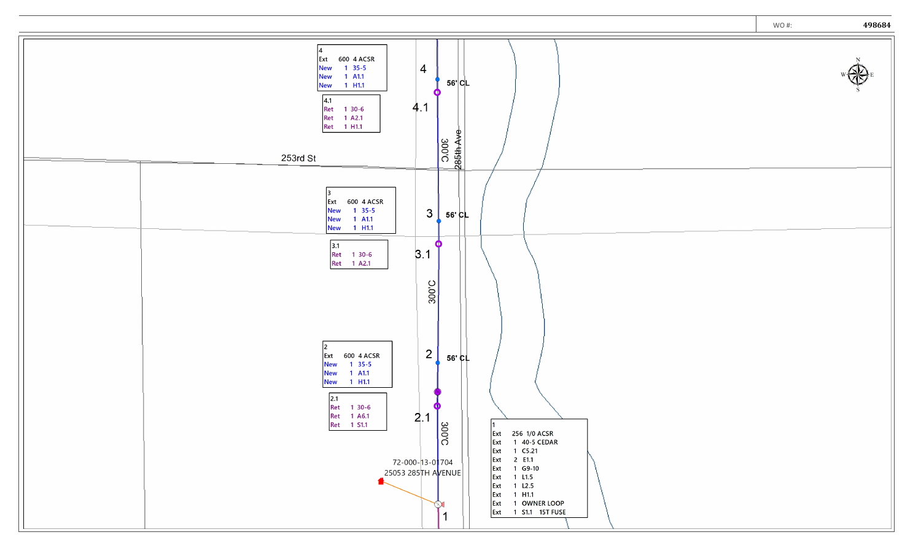WO #: **498684**

**4**

| | | |
|---|---|---|
| Ext | 600 | 4 ACSR |
| New | 1 | 35-5 |
| New | 1 | A1.1 |
| New | 1 | H1.1 |

**4.1**

| | | |
|---|---|---|
| Ret | 1 | 30-6 |
| Ret | 1 | A2.1 |
| Ret | 1 | H1.1 |

**3**

| | | |
|---|---|---|
| Ext | 600 | 4 ACSR |
| New | 1 | 35-5 |
| New | 1 | A1.1 |
| New | 1 | H1.1 |

**3.1**

| | | |
|---|---|---|
| Ret | 1 | 30-6 |
| Ret | 1 | A2.1 |

**2**

| | | |
|---|---|---|
| Ext | 600 | 4 ACSR |
| New | 1 | 35-5 |
| New | 1 | A1.1 |
| New | 1 | H1.1 |

**2.1**

| | | |
|---|---|---|
| Ret | 1 | 30-6 |
| Ret | 1 | A6.1 |
| Ret | 1 | S1.1 |

**1**

| | | |
|---|---|---|
| Ext | 256 | 1/0 ACSR |
| Ext | 1 | 40-5 CEDAR |
| Ext | 1 | C5.21 |
| Ext | 2 | E1.1 |
| Ext | 1 | G9-10 |
| Ext | 1 | L1.5 |
| Ext | 1 | L2.5 |
| Ext | 1 | H1.1 |
| Ext | 1 | OWNER LOOP |
| Ext | 1 | S1.1 15T FUSE |

253rd St

285th Ave

56' CL

300'C

72-000-13-01704
25053 285TH AVENUE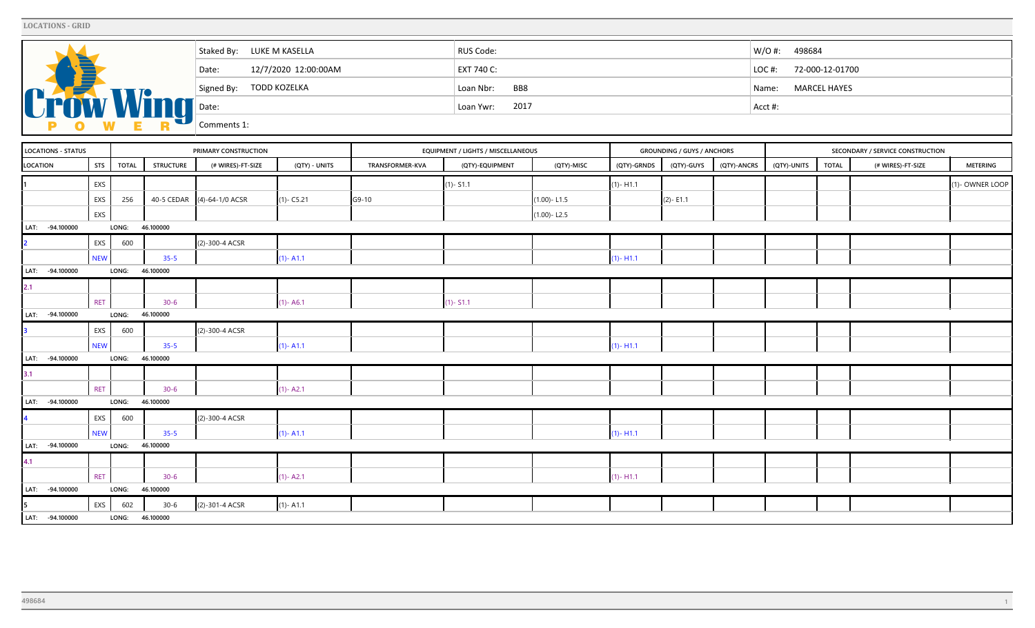LOCATIONS - GRID

| | | | |
|---|---|---|---|
| Crow Wing Power | Staked By: LUKE M KASELLA | RUS Code: | W/O #: 498684 |
| | Date: 12/7/2020 12:00:00AM | EXT 740 C: | LOC #: 72-000-12-01700 |
| | Signed By: TODD KOZELKA | Loan Nbr: BB8 | Name: MARCEL HAYES |
| | Date: | Loan Ywr: 2017 | Acct #: |
| | Comments 1: | | |

| LOCATIONS - STATUS | | PRIMARY CONSTRUCTION | | | | EQUIPMENT / LIGHTS / MISCELLANEOUS | | | GROUNDING / GUYS / ANCHORS | | | SECONDARY / SERVICE CONSTRUCTION | | | |
|---|---|---|---|---|---|---|---|---|---|---|---|---|---|---|---|
| LOCATION | STS | TOTAL | STRUCTURE | (# WIRES)-FT-SIZE | (QTY) - UNITS | TRANSFORMER-KVA | (QTY)-EQUIPMENT | (QTY)-MISC | (QTY)-GRNDS | (QTY)-GUYS | (QTY)-ANCRS | (QTY)-UNITS | TOTAL | (# WIRES)-FT-SIZE | METERING |
| 1 | EXS | | | | | | (1)- S1.1 | | (1)- H1.1 | | | | | | (1)- OWNER LOOP |
| | EXS | 256 | 40-5 CEDAR | (4)-64-1/0 ACSR | (1)- C5.21 | G9-10 | | (1.00)- L1.5 | | (2)- E1.1 | | | | | |
| | EXS | | | | | | | (1.00)- L2.5 | | | | | | | |
| LAT: -94.100000 | LONG: | 46.100000 | | | | | | | | | | | | | |
| 2 | EXS | 600 | | (2)-300-4 ACSR | | | | | | | | | | | |
| | NEW | | 35-5 | | (1)- A1.1 | | | | (1)- H1.1 | | | | | | |
| LAT: -94.100000 | LONG: | 46.100000 | | | | | | | | | | | | | |
| 2.1 | | | | | | | | | | | | | | | |
| | RET | | 30-6 | | (1)- A6.1 | | (1)- S1.1 | | | | | | | | |
| LAT: -94.100000 | LONG: | 46.100000 | | | | | | | | | | | | | |
| 3 | EXS | 600 | | (2)-300-4 ACSR | | | | | | | | | | | |
| | NEW | | 35-5 | | (1)- A1.1 | | | | (1)- H1.1 | | | | | | |
| LAT: -94.100000 | LONG: | 46.100000 | | | | | | | | | | | | | |
| 3.1 | | | | | | | | | | | | | | | |
| | RET | | 30-6 | | (1)- A2.1 | | | | | | | | | | |
| LAT: -94.100000 | LONG: | 46.100000 | | | | | | | | | | | | | |
| 4 | EXS | 600 | | (2)-300-4 ACSR | | | | | | | | | | | |
| | NEW | | 35-5 | | (1)- A1.1 | | | | (1)- H1.1 | | | | | | |
| LAT: -94.100000 | LONG: | 46.100000 | | | | | | | | | | | | | |
| 4.1 | | | | | | | | | | | | | | | |
| | RET | | 30-6 | | (1)- A2.1 | | | | (1)- H1.1 | | | | | | |
| LAT: -94.100000 | LONG: | 46.100000 | | | | | | | | | | | | | |
| 5 | EXS | 602 | 30-6 | (2)-301-4 ACSR | (1)- A1.1 | | | | | | | | | | |
| LAT: -94.100000 | LONG: | 46.100000 | | | | | | | | | | | | | |